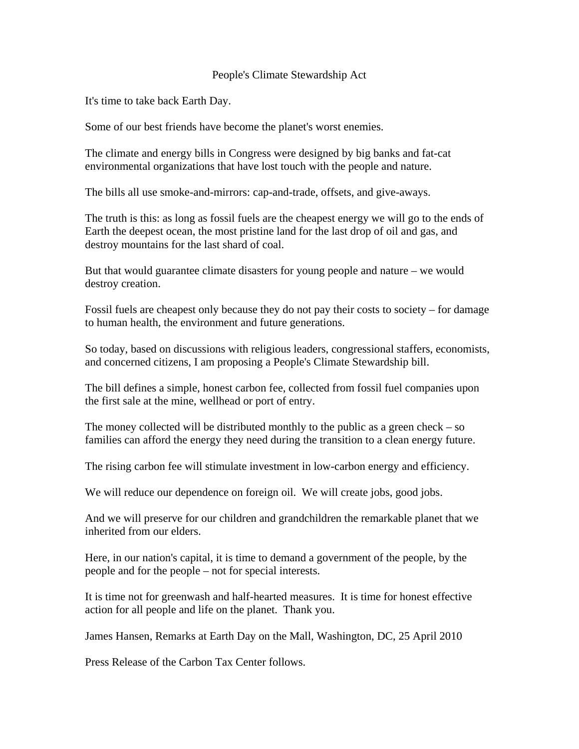# People's Climate Stewardship Act

It's time to take back Earth Day.

Some of our best friends have become the planet's worst enemies.

The climate and energy bills in Congress were designed by big banks and fat-cat environmental organizations that have lost touch with the people and nature.

The bills all use smoke-and-mirrors: cap-and-trade, offsets, and give-aways.

The truth is this: as long as fossil fuels are the cheapest energy we will go to the ends of Earth the deepest ocean, the most pristine land for the last drop of oil and gas, and destroy mountains for the last shard of coal.

But that would guarantee climate disasters for young people and nature – we would destroy creation.

Fossil fuels are cheapest only because they do not pay their costs to society – for damage to human health, the environment and future generations.

So today, based on discussions with religious leaders, congressional staffers, economists, and concerned citizens, I am proposing a People's Climate Stewardship bill.

The bill defines a simple, honest carbon fee, collected from fossil fuel companies upon the first sale at the mine, wellhead or port of entry.

The money collected will be distributed monthly to the public as a green check – so families can afford the energy they need during the transition to a clean energy future.

The rising carbon fee will stimulate investment in low-carbon energy and efficiency.

We will reduce our dependence on foreign oil. We will create jobs, good jobs.

And we will preserve for our children and grandchildren the remarkable planet that we inherited from our elders.

Here, in our nation's capital, it is time to demand a government of the people, by the people and for the people – not for special interests.

It is time not for greenwash and half-hearted measures. It is time for honest effective action for all people and life on the planet. Thank you.

James Hansen, Remarks at Earth Day on the Mall, Washington, DC, 25 April 2010

Press Release of the Carbon Tax Center follows.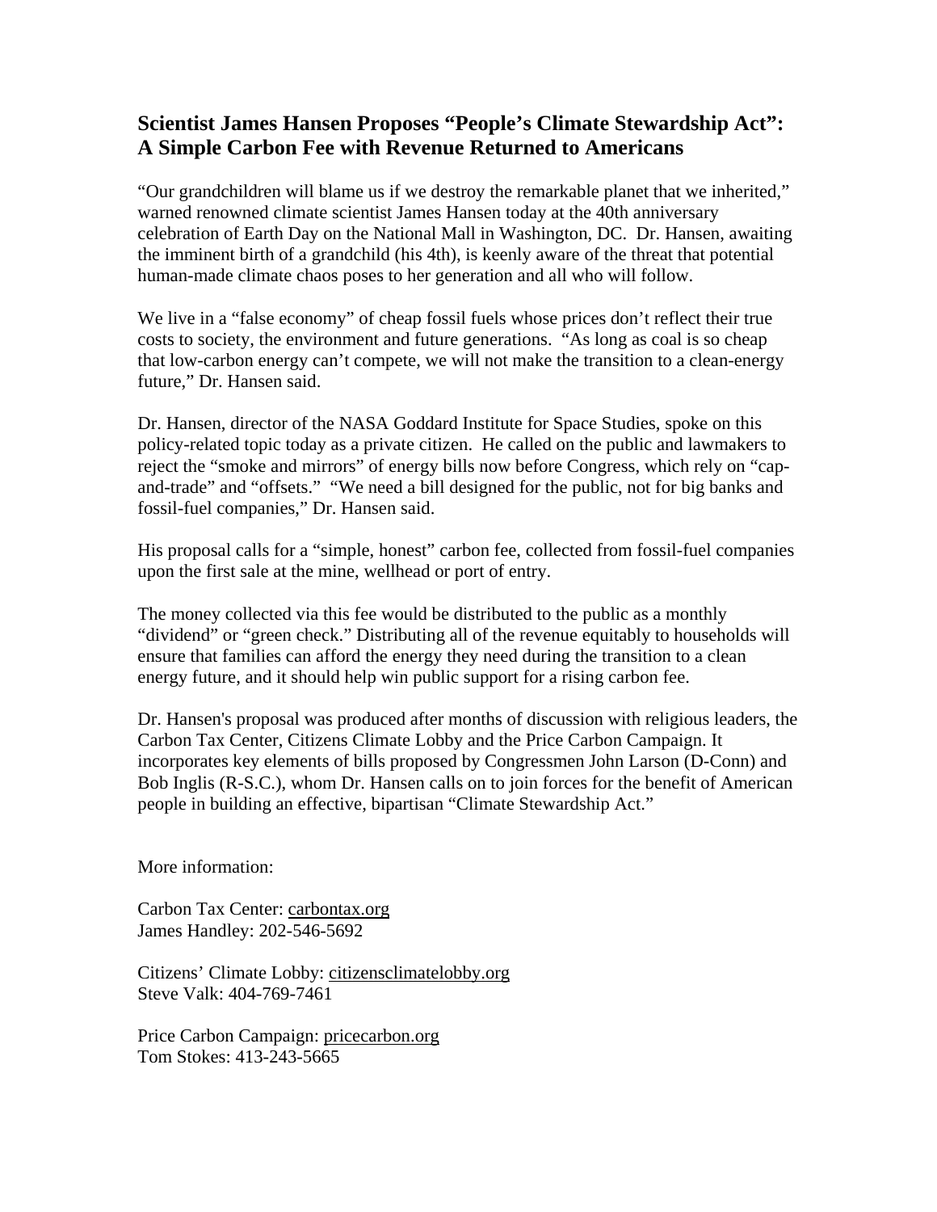## Scientist James Hansen Proposes "People's Climate Stewardship Act": A Simple Carbon Fee with Revenue Returned to Americans

"Our grandchildren will blame us if we destroy the remarkable planet that we inherited," warned renowned climate scientist James Hansen today at the 40th anniversary celebration of Earth Day on the National Mall in Washington, DC. Dr. Hansen, awaiting the imminent birth of a grandchild (his 4th), is keenly aware of the threat that potential human-made climate chaos poses to her generation and all who will follow.

We live in a "false economy" of cheap fossil fuels whose prices don't reflect their true costs to society, the environment and future generations. "As long as coal is so cheap that low-carbon energy can't compete, we will not make the transition to a clean-energy future," Dr. Hansen said.

Dr. Hansen, director of the NASA Goddard Institute for Space Studies, spoke on this policy-related topic today as a private citizen. He called on the public and lawmakers to reject the "smoke and mirrors" of energy bills now before Congress, which rely on "cap-and-trade" and "offsets." "We need a bill designed for the public, not for big banks and fossil-fuel companies," Dr. Hansen said.

His proposal calls for a "simple, honest" carbon fee, collected from fossil-fuel companies upon the first sale at the mine, wellhead or port of entry.

The money collected via this fee would be distributed to the public as a monthly "dividend" or "green check." Distributing all of the revenue equitably to households will ensure that families can afford the energy they need during the transition to a clean energy future, and it should help win public support for a rising carbon fee.

Dr. Hansen's proposal was produced after months of discussion with religious leaders, the Carbon Tax Center, Citizens Climate Lobby and the Price Carbon Campaign. It incorporates key elements of bills proposed by Congressmen John Larson (D-Conn) and Bob Inglis (R-S.C.), whom Dr. Hansen calls on to join forces for the benefit of American people in building an effective, bipartisan "Climate Stewardship Act."

More information:

Carbon Tax Center: carbontax.org
James Handley: 202-546-5692

Citizens' Climate Lobby: citizensclimatelobby.org
Steve Valk: 404-769-7461

Price Carbon Campaign: pricecarbon.org
Tom Stokes: 413-243-5665